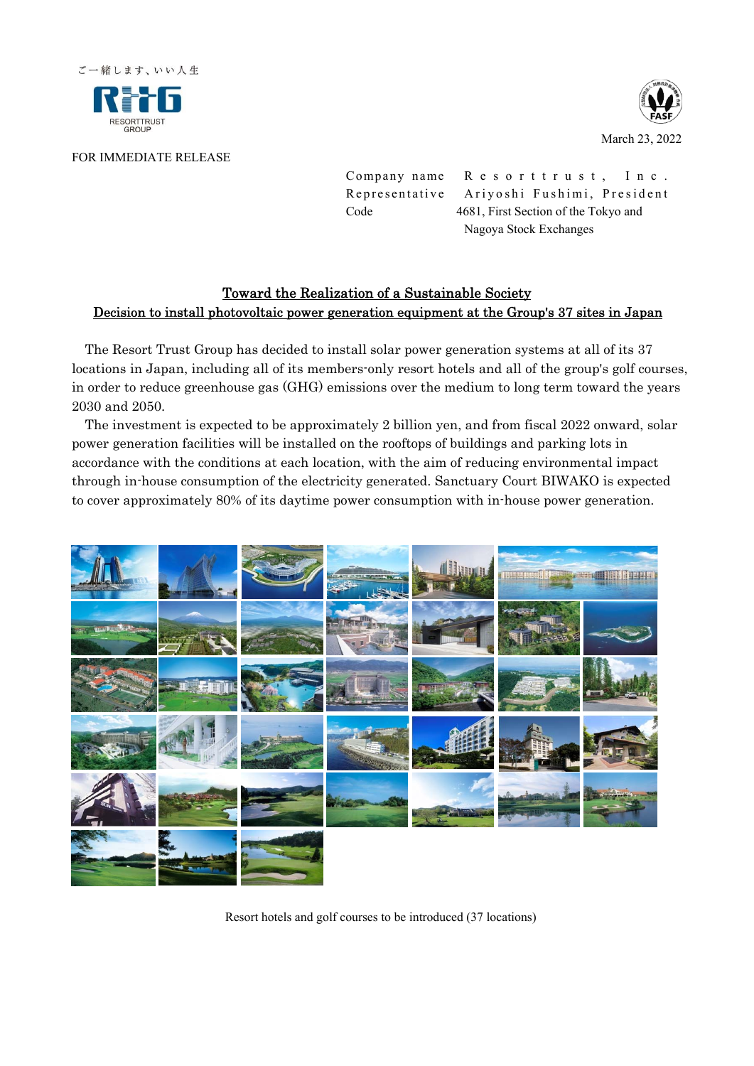ご一緒します、いい人生

RESORTTRUST GROUP

March 23, 2022

FOR IMMEDIATE RELEASE

Company name Resorttrust, Inc.
Representative Ariyoshi Fushimi, President
Code 4681, First Section of the Tokyo and Nagoya Stock Exchanges

## Toward the Realization of a Sustainable Society
## Decision to install photovoltaic power generation equipment at the Group's 37 sites in Japan

The Resort Trust Group has decided to install solar power generation systems at all of its 37 locations in Japan, including all of its members-only resort hotels and all of the group's golf courses, in order to reduce greenhouse gas (GHG) emissions over the medium to long term toward the years 2030 and 2050.

The investment is expected to be approximately 2 billion yen, and from fiscal 2022 onward, solar power generation facilities will be installed on the rooftops of buildings and parking lots in accordance with the conditions at each location, with the aim of reducing environmental impact through in-house consumption of the electricity generated. Sanctuary Court BIWAKO is expected to cover approximately 80% of its daytime power consumption with in-house power generation.

Resort hotels and golf courses to be introduced (37 locations)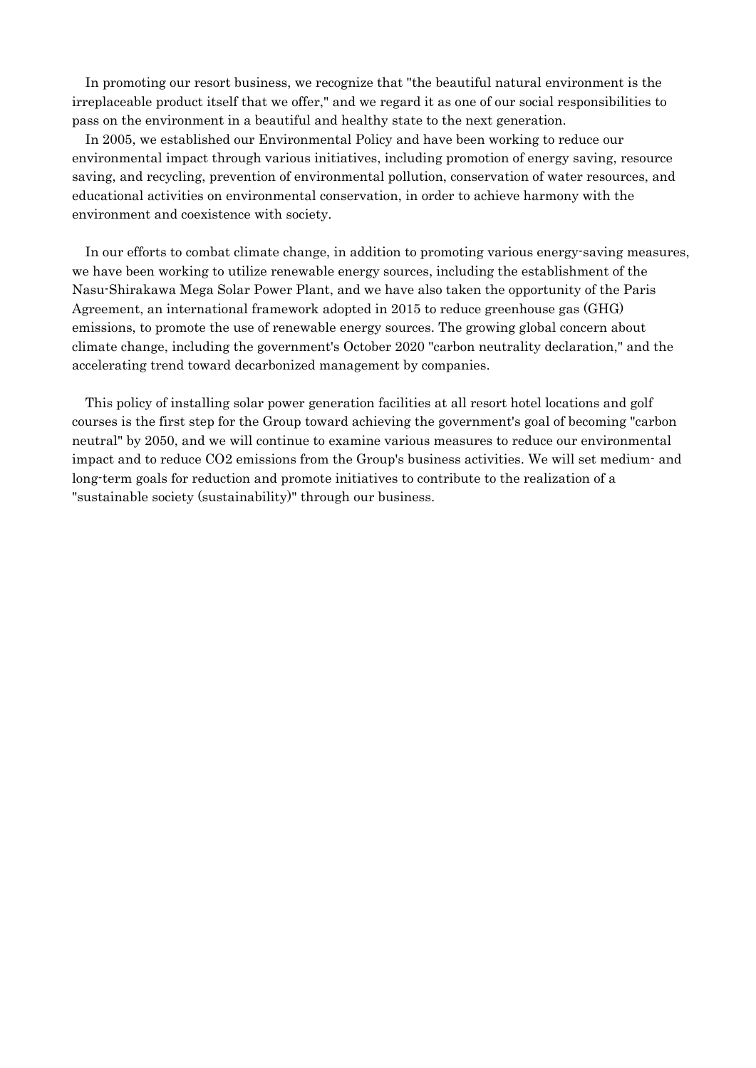In promoting our resort business, we recognize that "the beautiful natural environment is the irreplaceable product itself that we offer," and we regard it as one of our social responsibilities to pass on the environment in a beautiful and healthy state to the next generation.

In 2005, we established our Environmental Policy and have been working to reduce our environmental impact through various initiatives, including promotion of energy saving, resource saving, and recycling, prevention of environmental pollution, conservation of water resources, and educational activities on environmental conservation, in order to achieve harmony with the environment and coexistence with society.

In our efforts to combat climate change, in addition to promoting various energy-saving measures, we have been working to utilize renewable energy sources, including the establishment of the Nasu-Shirakawa Mega Solar Power Plant, and we have also taken the opportunity of the Paris Agreement, an international framework adopted in 2015 to reduce greenhouse gas (GHG) emissions, to promote the use of renewable energy sources. The growing global concern about climate change, including the government's October 2020 "carbon neutrality declaration," and the accelerating trend toward decarbonized management by companies.

This policy of installing solar power generation facilities at all resort hotel locations and golf courses is the first step for the Group toward achieving the government's goal of becoming "carbon neutral" by 2050, and we will continue to examine various measures to reduce our environmental impact and to reduce $CO_2$ emissions from the Group's business activities. We will set medium- and long-term goals for reduction and promote initiatives to contribute to the realization of a "sustainable society (sustainability)" through our business.